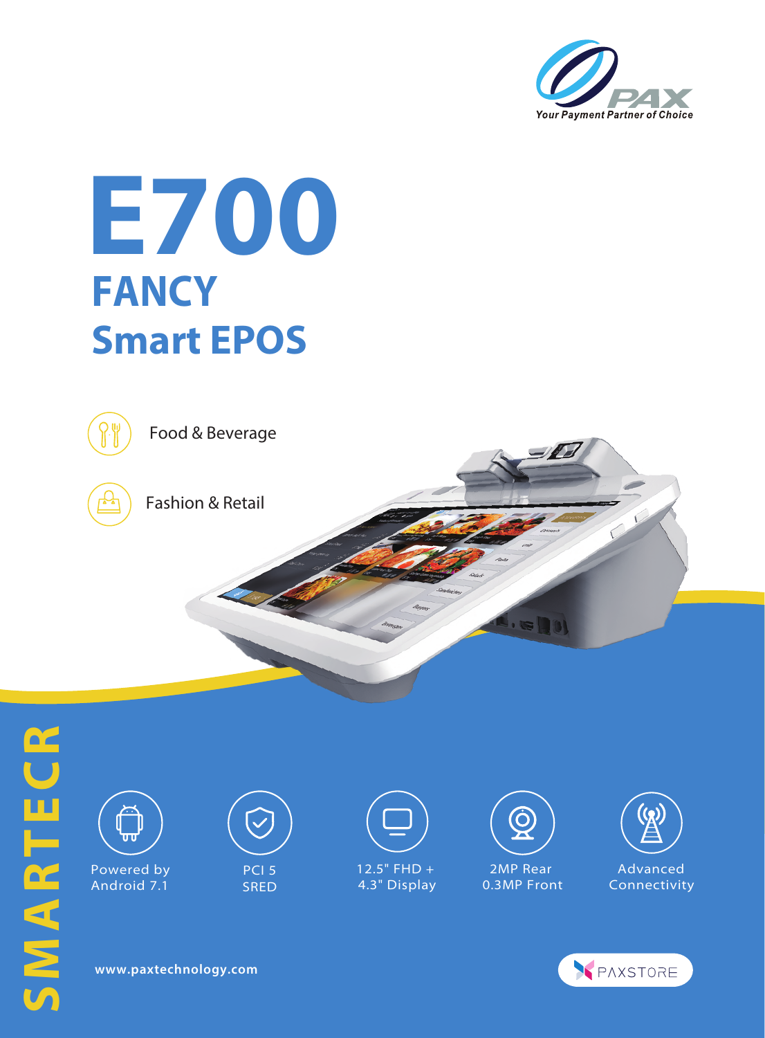PAX

*Your Payment Partner of Choice*

# E700

## FANCY

## Smart EPOS

- Food & Beverage
- Fashion & Retail

SMARTECR

- Powered by Android 7.1
- PCI 5 SRED
- 12.5" FHD + 4.3" Display
- 2MP Rear 0.3MP Front
- Advanced Connectivity

www.paxtechnology.com

PAXSTORE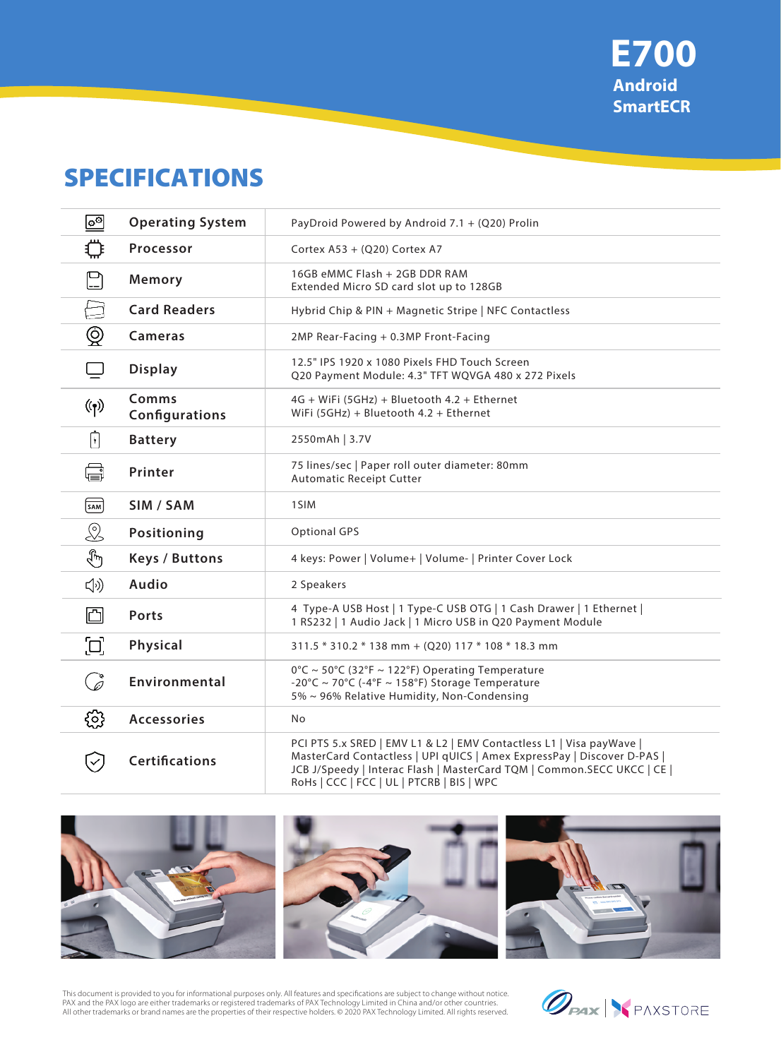# E700

**Android SmartECR**

## SPECIFICATIONS

| | |
|---|---|
| Operating System | PayDroid Powered by Android 7.1 + (Q20) Prolin |
| Processor | Cortex A53 + (Q20) Cortex A7 |
| Memory | 16GB eMMC Flash + 2GB DDR RAM<br>Extended Micro SD card slot up to 128GB |
| Card Readers | Hybrid Chip & PIN + Magnetic Stripe \| NFC Contactless |
| Cameras | 2MP Rear-Facing + 0.3MP Front-Facing |
| Display | 12.5" IPS 1920 x 1080 Pixels FHD Touch Screen<br>Q20 Payment Module: 4.3" TFT WQVGA 480 x 272 Pixels |
| Comms Configurations | 4G + WiFi (5GHz) + Bluetooth 4.2 + Ethernet<br>WiFi (5GHz) + Bluetooth 4.2 + Ethernet |
| Battery | 2550mAh \| 3.7V |
| Printer | 75 lines/sec \| Paper roll outer diameter: 80mm<br>Automatic Receipt Cutter |
| SIM / SAM | 1SIM |
| Positioning | Optional GPS |
| Keys / Buttons | 4 keys: Power \| Volume+ \| Volume- \| Printer Cover Lock |
| Audio | 2 Speakers |
| Ports | 4 Type-A USB Host \| 1 Type-C USB OTG \| 1 Cash Drawer \| 1 Ethernet \|<br>1 RS232 \| 1 Audio Jack \| 1 Micro USB in Q20 Payment Module |
| Physical | 311.5 * 310.2 * 138 mm + (Q20) 117 * 108 * 18.3 mm |
| Environmental | 0°C ~ 50°C (32°F ~ 122°F) Operating Temperature<br>-20°C ~ 70°C (-4°F ~ 158°F) Storage Temperature<br>5% ~ 96% Relative Humidity, Non-Condensing |
| Accessories | No |
| Certifications | PCI PTS 5.x SRED \| EMV L1 & L2 \| EMV Contactless L1 \| Visa payWave \|<br>MasterCard Contactless \| UPI qUICS \| Amex ExpressPay \| Discover D-PAS \|<br>JCB J/Speedy \| Interac Flash \| MasterCard TQM \| Common.SECC UKCC \| CE \|<br>RoHs \| CCC \| FCC \| UL \| PTCRB \| BIS \| WPC |

This document is provided to you for informational purposes only. All features and specifications are subject to change without notice.
PAX and the PAX logo are either trademarks or registered trademarks of PAX Technology Limited in China and/or other countries.
All other trademarks or brand names are the properties of their respective holders. © 2020 PAX Technology Limited. All rights reserved.

PAX | PAXSTORE